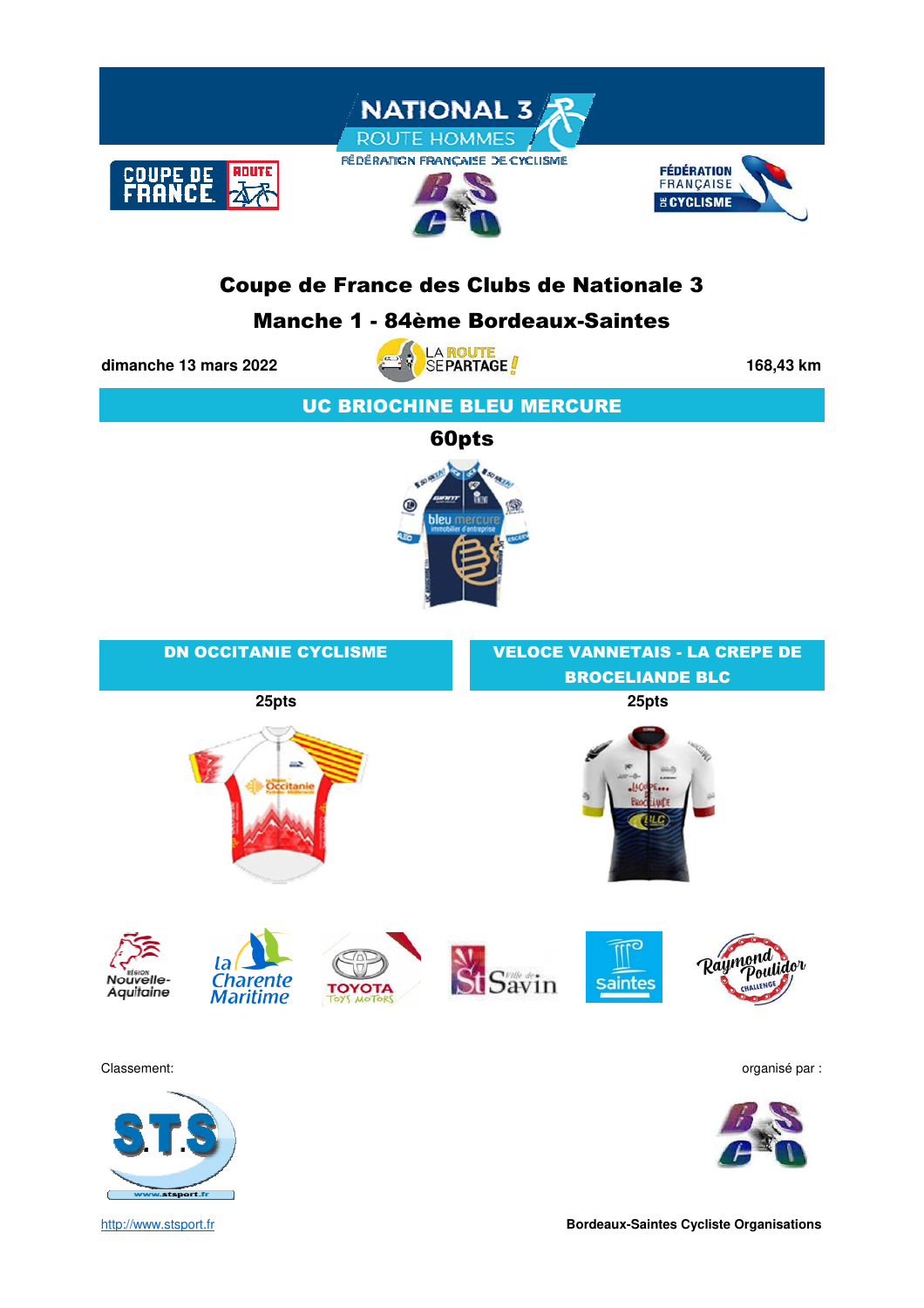# Coupe de France des Clubs de Nationale 3

## Manche 1 - 84ème Bordeaux-Saintes

**dimanche 13 mars 2022** | **168,43 km**

## UC BRIOCHINE BLEU MERCURE

**60pts**

## DN OCCITANIE CYCLISME

**25pts**

## VELOCE VANNETAIS - LA CREPE DE BROCELIANDE BLC

**25pts**

Classement:

organisé par :

http://www.stsport.fr

**Bordeaux-Saintes Cycliste Organisations**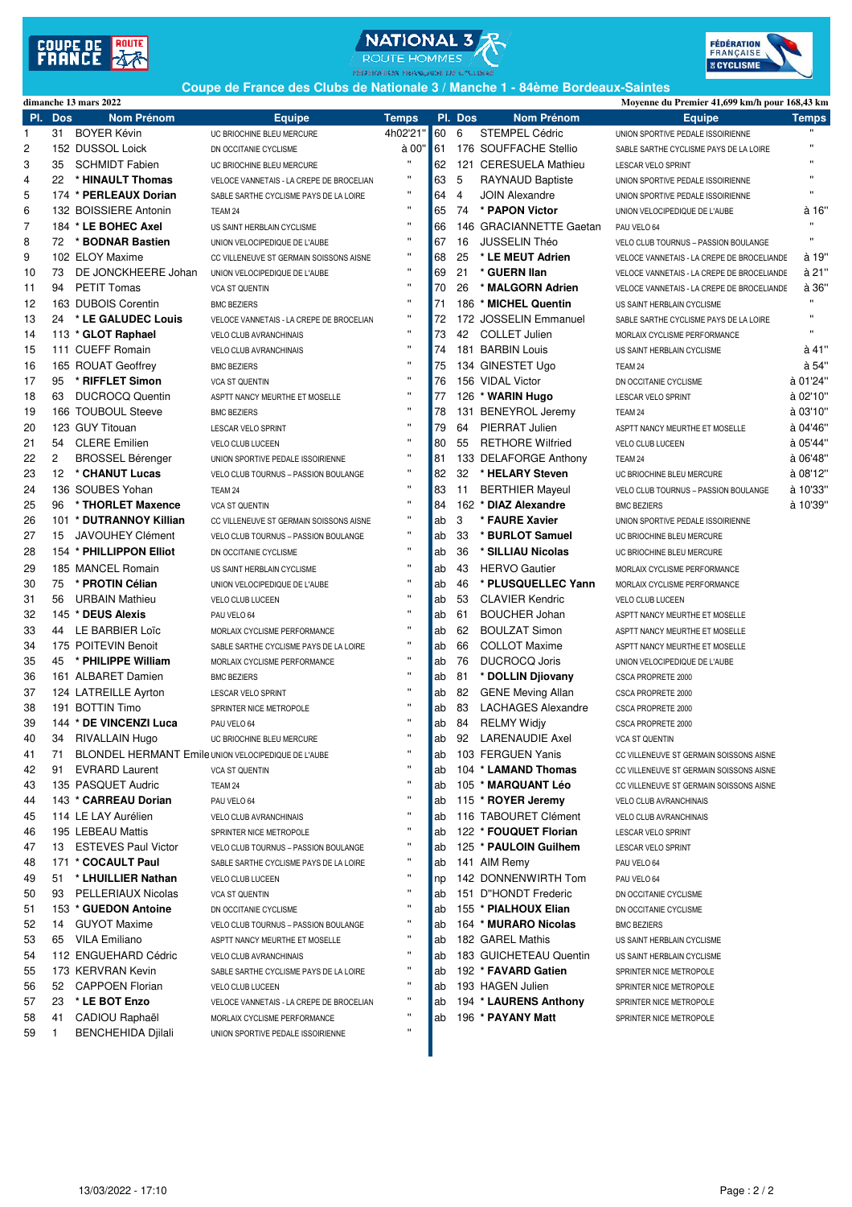# Coupe de France des Clubs de Nationale 3 / Manche 1 - 84ème Bordeaux-Saintes

dimanche 13 mars 2022

Moyenne du Premier 41,699 km/h pour 168,43 km

| Pl. | Dos | Nom Prénom | Equipe | Temps |
|---|---|---|---|---|
| 1 | 31 | BOYER Kévin | UC BRIOCHINE BLEU MERCURE | 4h02'21" |
| 2 | 152 | DUSSOL Loick | DN OCCITANIE CYCLISME | à 00" |
| 3 | 35 | SCHMIDT Fabien | UC BRIOCHINE BLEU MERCURE | " |
| 4 | 22 | * **HINAULT Thomas** | VELOCE VANNETAIS - LA CREPE DE BROCELIAN | " |
| 5 | 174 | * **PERLEAUX Dorian** | SABLE SARTHE CYCLISME PAYS DE LA LOIRE | " |
| 6 | 132 | BOISSIERE Antonin | TEAM 24 | " |
| 7 | 184 | * **LE BOHEC Axel** | US SAINT HERBLAIN CYCLISME | " |
| 8 | 72 | * **BODNAR Bastien** | UNION VELOCIPEDIQUE DE L'AUBE | " |
| 9 | 102 | ELOY Maxime | CC VILLENEUVE ST GERMAIN SOISSONS AISNE | " |
| 10 | 73 | DE JONCKHEERE Johan | UNION VELOCIPEDIQUE DE L'AUBE | " |
| 11 | 94 | PETIT Tomas | VCA ST QUENTIN | " |
| 12 | 163 | DUBOIS Corentin | BMC BEZIERS | " |
| 13 | 24 | * **LE GALUDEC Louis** | VELOCE VANNETAIS - LA CREPE DE BROCELIAN | " |
| 14 | 113 | * **GLOT Raphael** | VELO CLUB AVRANCHINAIS | " |
| 15 | 111 | CUEFF Romain | VELO CLUB AVRANCHINAIS | " |
| 16 | 165 | ROUAT Geoffrey | BMC BEZIERS | " |
| 17 | 95 | * **RIFFLET Simon** | VCA ST QUENTIN | " |
| 18 | 63 | DUCROCQ Quentin | ASPTT NANCY MEURTHE ET MOSELLE | " |
| 19 | 166 | TOUBOUL Steeve | BMC BEZIERS | " |
| 20 | 123 | GUY Titouan | LESCAR VELO SPRINT | " |
| 21 | 54 | CLERE Emilien | VELO CLUB LUCEEN | " |
| 22 | 2 | BROSSEL Bérenger | UNION SPORTIVE PEDALE ISSOIRIENNE | " |
| 23 | 12 | * **CHANUT Lucas** | VELO CLUB TOURNUS – PASSION BOULANGE | " |
| 24 | 136 | SOUBES Yohan | TEAM 24 | " |
| 25 | 96 | * **THORLET Maxence** | VCA ST QUENTIN | " |
| 26 | 101 | * **DUTRANNOY Killian** | CC VILLENEUVE ST GERMAIN SOISSONS AISNE | " |
| 27 | 15 | JAVOUHEY Clément | VELO CLUB TOURNUS – PASSION BOULANGE | " |
| 28 | 154 | * **PHILLIPPON Elliot** | DN OCCITANIE CYCLISME | " |
| 29 | 185 | MANCEL Romain | US SAINT HERBLAIN CYCLISME | " |
| 30 | 75 | * **PROTIN Célian** | UNION VELOCIPEDIQUE DE L'AUBE | " |
| 31 | 56 | URBAIN Mathieu | VELO CLUB LUCEEN | " |
| 32 | 145 | * **DEUS Alexis** | PAU VELO 64 | " |
| 33 | 44 | LE BARBIER Loïc | MORLAIX CYCLISME PERFORMANCE | " |
| 34 | 175 | POITEVIN Benoit | SABLE SARTHE CYCLISME PAYS DE LA LOIRE | " |
| 35 | 45 | * **PHILIPPE William** | MORLAIX CYCLISME PERFORMANCE | " |
| 36 | 161 | ALBARET Damien | BMC BEZIERS | " |
| 37 | 124 | LATREILLE Ayrton | LESCAR VELO SPRINT | " |
| 38 | 191 | BOTTIN Timo | SPRINTER NICE METROPOLE | " |
| 39 | 144 | * **DE VINCENZI Luca** | PAU VELO 64 | " |
| 40 | 34 | RIVALLAIN Hugo | UC BRIOCHINE BLEU MERCURE | " |
| 41 | 71 | BLONDEL HERMANT Emile | UNION VELOCIPEDIQUE DE L'AUBE | " |
| 42 | 91 | EVRARD Laurent | VCA ST QUENTIN | " |
| 43 | 135 | PASQUET Audric | TEAM 24 | " |
| 44 | 143 | * **CARREAU Dorian** | PAU VELO 64 | " |
| 45 | 114 | LE LAY Aurélien | VELO CLUB AVRANCHINAIS | " |
| 46 | 195 | LEBEAU Mattis | SPRINTER NICE METROPOLE | " |
| 47 | 13 | ESTEVES Paul Victor | VELO CLUB TOURNUS – PASSION BOULANGE | " |
| 48 | 171 | * **COCAULT Paul** | SABLE SARTHE CYCLISME PAYS DE LA LOIRE | " |
| 49 | 51 | * **LHUILLIER Nathan** | VELO CLUB LUCEEN | " |
| 50 | 93 | PELLERIAUX Nicolas | VCA ST QUENTIN | " |
| 51 | 153 | * **GUEDON Antoine** | DN OCCITANIE CYCLISME | " |
| 52 | 14 | GUYOT Maxime | VELO CLUB TOURNUS – PASSION BOULANGE | " |
| 53 | 65 | VILA Emiliano | ASPTT NANCY MEURTHE ET MOSELLE | " |
| 54 | 112 | ENGUEHARD Cédric | VELO CLUB AVRANCHINAIS | " |
| 55 | 173 | KERVRAN Kevin | SABLE SARTHE CYCLISME PAYS DE LA LOIRE | " |
| 56 | 52 | CAPPOEN Florian | VELO CLUB LUCEEN | " |
| 57 | 23 | * **LE BOT Enzo** | VELOCE VANNETAIS - LA CREPE DE BROCELIAN | " |
| 58 | 41 | CADIOU Raphaël | MORLAIX CYCLISME PERFORMANCE | " |
| 59 | 1 | BENCHEHIDA Djilali | UNION SPORTIVE PEDALE ISSOIRIENNE | " |
| 60 | 6 | STEMPEL Cédric | UNION SPORTIVE PEDALE ISSOIRIENNE | " |
| 61 | 176 | SOUFFACHE Stellio | SABLE SARTHE CYCLISME PAYS DE LA LOIRE | " |
| 62 | 121 | CERESUELA Mathieu | LESCAR VELO SPRINT | " |
| 63 | 5 | RAYNAUD Baptiste | UNION SPORTIVE PEDALE ISSOIRIENNE | " |
| 64 | 4 | JOIN Alexandre | UNION SPORTIVE PEDALE ISSOIRIENNE | " |
| 65 | 74 | * **PAPON Victor** | UNION VELOCIPEDIQUE DE L'AUBE | à 16" |
| 66 | 146 | GRACIANNETTE Gaetan | PAU VELO 64 | " |
| 67 | 16 | JUSSELIN Théo | VELO CLUB TOURNUS – PASSION BOULANGE | " |
| 68 | 25 | * **LE MEUT Adrien** | VELOCE VANNETAIS - LA CREPE DE BROCELIANDE | à 19" |
| 69 | 21 | * **GUERN Ilan** | VELOCE VANNETAIS - LA CREPE DE BROCELIANDE | à 21" |
| 70 | 26 | * **MALGORN Adrien** | VELOCE VANNETAIS - LA CREPE DE BROCELIANDE | à 36" |
| 71 | 186 | * **MICHEL Quentin** | US SAINT HERBLAIN CYCLISME | " |
| 72 | 172 | JOSSELIN Emmanuel | SABLE SARTHE CYCLISME PAYS DE LA LOIRE | " |
| 73 | 42 | COLLET Julien | MORLAIX CYCLISME PERFORMANCE | " |
| 74 | 181 | BARBIN Louis | US SAINT HERBLAIN CYCLISME | à 41" |
| 75 | 134 | GINESTET Ugo | TEAM 24 | à 54" |
| 76 | 156 | VIDAL Victor | DN OCCITANIE CYCLISME | à 01'24" |
| 77 | 126 | * **WARIN Hugo** | LESCAR VELO SPRINT | à 02'10" |
| 78 | 131 | BENEYROL Jeremy | TEAM 24 | à 03'10" |
| 79 | 64 | PIERRAT Julien | ASPTT NANCY MEURTHE ET MOSELLE | à 04'46" |
| 80 | 55 | RETHORE Wilfried | VELO CLUB LUCEEN | à 05'44" |
| 81 | 133 | DELAFORGE Anthony | TEAM 24 | à 06'48" |
| 82 | 32 | * **HELARY Steven** | UC BRIOCHINE BLEU MERCURE | à 08'12" |
| 83 | 11 | BERTHIER Mayeul | VELO CLUB TOURNUS – PASSION BOULANGE | à 10'33" |
| 84 | 162 | * **DIAZ Alexandre** | BMC BEZIERS | à 10'39" |
| ab | 3 | * **FAURE Xavier** | UNION SPORTIVE PEDALE ISSOIRIENNE | |
| ab | 33 | * **BURLOT Samuel** | UC BRIOCHINE BLEU MERCURE | |
| ab | 36 | * **SILLIAU Nicolas** | UC BRIOCHINE BLEU MERCURE | |
| ab | 43 | HERVO Gautier | MORLAIX CYCLISME PERFORMANCE | |
| ab | 46 | * **PLUSQUELLEC Yann** | MORLAIX CYCLISME PERFORMANCE | |
| ab | 53 | CLAVIER Kendric | VELO CLUB LUCEEN | |
| ab | 61 | BOUCHER Johan | ASPTT NANCY MEURTHE ET MOSELLE | |
| ab | 62 | BOULZAT Simon | ASPTT NANCY MEURTHE ET MOSELLE | |
| ab | 66 | COLLOT Maxime | ASPTT NANCY MEURTHE ET MOSELLE | |
| ab | 76 | DUCROCQ Joris | UNION VELOCIPEDIQUE DE L'AUBE | |
| ab | 81 | * **DOLLIN Djiovany** | CSCA PROPRETE 2000 | |
| ab | 82 | GENE Meving Allan | CSCA PROPRETE 2000 | |
| ab | 83 | LACHAGES Alexandre | CSCA PROPRETE 2000 | |
| ab | 84 | RELMY Widjy | CSCA PROPRETE 2000 | |
| ab | 92 | LARENAUDIE Axel | VCA ST QUENTIN | |
| ab | 103 | FERGUEN Yanis | CC VILLENEUVE ST GERMAIN SOISSONS AISNE | |
| ab | 104 | * **LAMAND Thomas** | CC VILLENEUVE ST GERMAIN SOISSONS AISNE | |
| ab | 105 | * **MARQUANT Léo** | CC VILLENEUVE ST GERMAIN SOISSONS AISNE | |
| ab | 115 | * **ROYER Jeremy** | VELO CLUB AVRANCHINAIS | |
| ab | 116 | TABOURET Clément | VELO CLUB AVRANCHINAIS | |
| ab | 122 | * **FOUQUET Florian** | LESCAR VELO SPRINT | |
| ab | 125 | * **PAULOIN Guilhem** | LESCAR VELO SPRINT | |
| ab | 141 | AIM Remy | PAU VELO 64 | |
| np | 142 | DONNENWIRTH Tom | PAU VELO 64 | |
| ab | 151 | D"HONDT Frederic | DN OCCITANIE CYCLISME | |
| ab | 155 | * **PIALHOUX Elian** | DN OCCITANIE CYCLISME | |
| ab | 164 | * **MURARO Nicolas** | BMC BEZIERS | |
| ab | 182 | GAREL Mathis | US SAINT HERBLAIN CYCLISME | |
| ab | 183 | GUICHETEAU Quentin | US SAINT HERBLAIN CYCLISME | |
| ab | 192 | * **FAVARD Gatien** | SPRINTER NICE METROPOLE | |
| ab | 193 | HAGEN Julien | SPRINTER NICE METROPOLE | |
| ab | 194 | * **LAURENS Anthony** | SPRINTER NICE METROPOLE | |
| ab | 196 | * **PAYANY Matt** | SPRINTER NICE METROPOLE | |

13/03/2022 - 17:10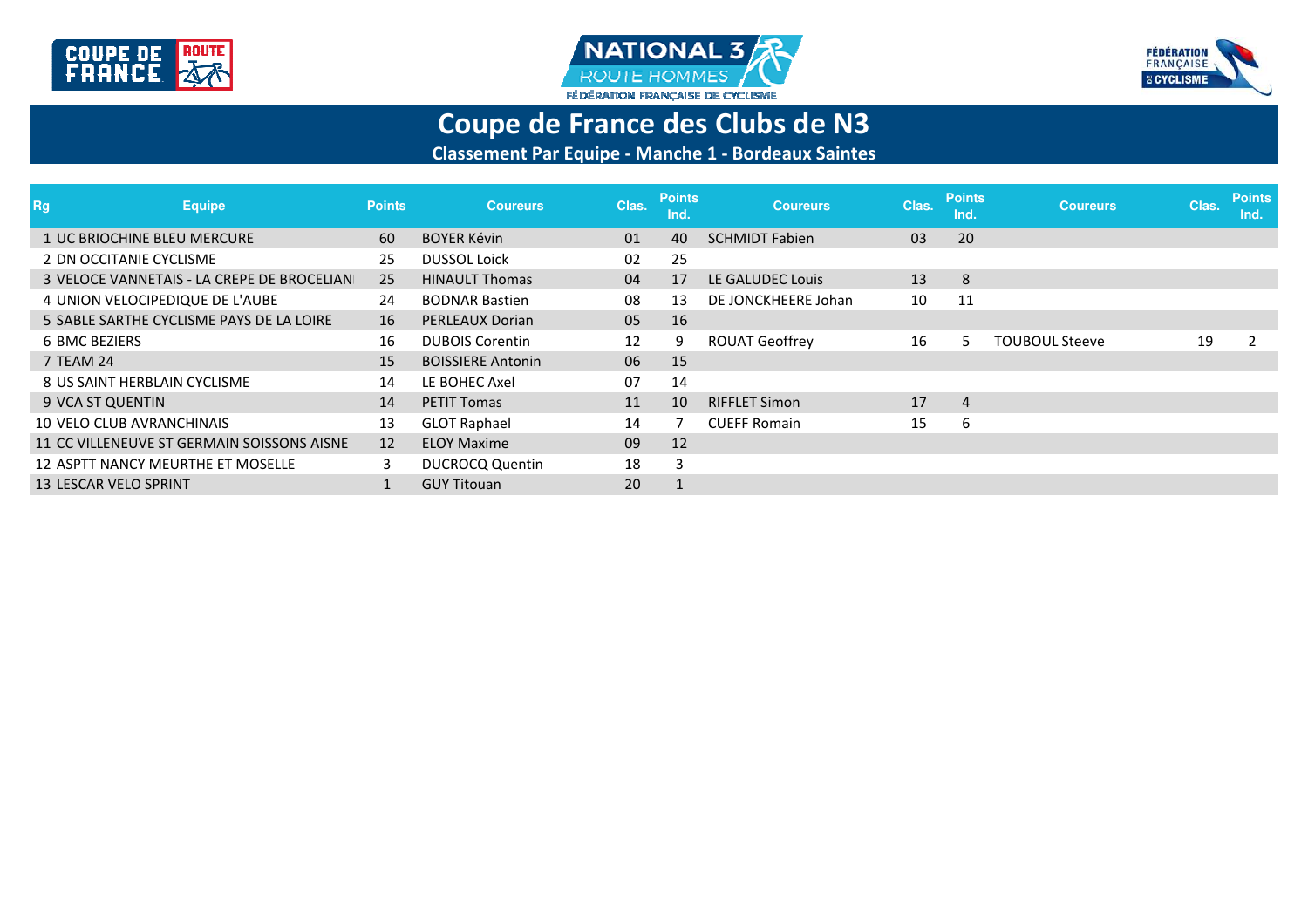# Coupe de France des Clubs de N3

## Classement Par Equipe - Manche 1 - Bordeaux Saintes

| Rg | Equipe | Points | Coureurs | Clas. | Points Ind. | Coureurs | Clas. | Points Ind. | Coureurs | Clas. | Points Ind. |
|---|---|---|---|---|---|---|---|---|---|---|---|
| 1 | UC BRIOCHINE BLEU MERCURE | 60 | BOYER Kévin | 01 | 40 | SCHMIDT Fabien | 03 | 20 | | | |
| 2 | DN OCCITANIE CYCLISME | 25 | DUSSOL Loick | 02 | 25 | | | | | | |
| 3 | VELOCE VANNETAIS - LA CREPE DE BROCELIAN | 25 | HINAULT Thomas | 04 | 17 | LE GALUDEC Louis | 13 | 8 | | | |
| 4 | UNION VELOCIPEDIQUE DE L'AUBE | 24 | BODNAR Bastien | 08 | 13 | DE JONCKHEERE Johan | 10 | 11 | | | |
| 5 | SABLE SARTHE CYCLISME PAYS DE LA LOIRE | 16 | PERLEAUX Dorian | 05 | 16 | | | | | | |
| 6 | BMC BEZIERS | 16 | DUBOIS Corentin | 12 | 9 | ROUAT Geoffrey | 16 | 5 | TOUBOUL Steeve | 19 | 2 |
| 7 | TEAM 24 | 15 | BOISSIERE Antonin | 06 | 15 | | | | | | |
| 8 | US SAINT HERBLAIN CYCLISME | 14 | LE BOHEC Axel | 07 | 14 | | | | | | |
| 9 | VCA ST QUENTIN | 14 | PETIT Tomas | 11 | 10 | RIFFLET Simon | 17 | 4 | | | |
| 10 | VELO CLUB AVRANCHINAIS | 13 | GLOT Raphael | 14 | 7 | CUEFF Romain | 15 | 6 | | | |
| 11 | CC VILLENEUVE ST GERMAIN SOISSONS AISNE | 12 | ELOY Maxime | 09 | 12 | | | | | | |
| 12 | ASPTT NANCY MEURTHE ET MOSELLE | 3 | DUCROCQ Quentin | 18 | 3 | | | | | | |
| 13 | LESCAR VELO SPRINT | 1 | GUY Titouan | 20 | 1 | | | | | | |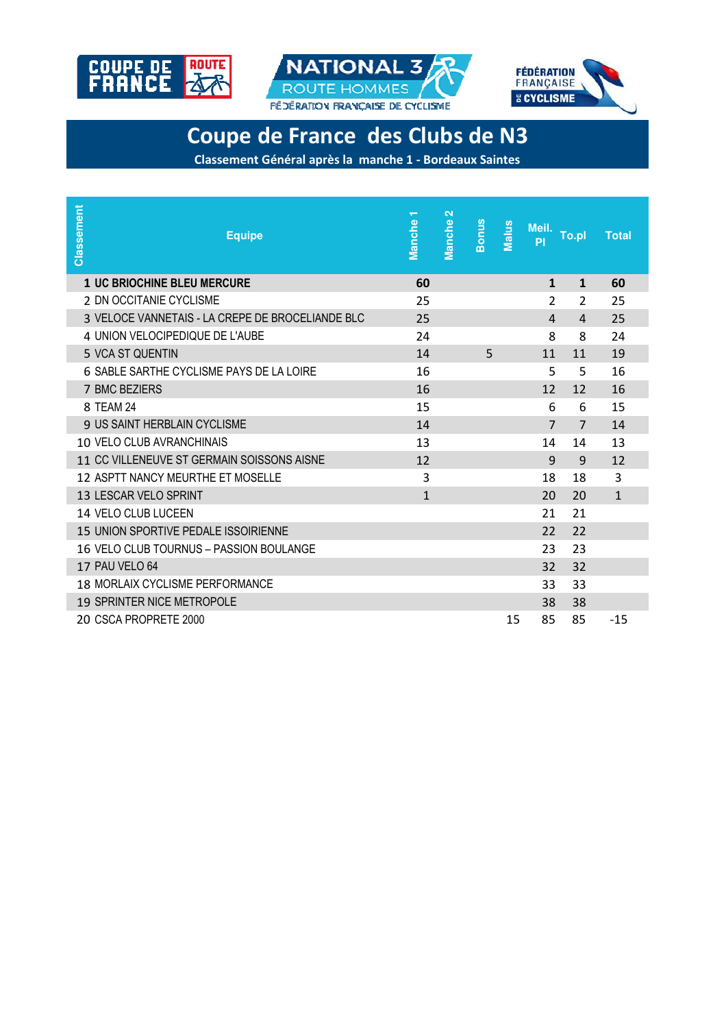# Coupe de France des Clubs de N3

**Classement Général après la manche 1 - Bordeaux Saintes**

| Classement | Equipe | Manche 1 | Manche 2 | Bonus | Malus | Meil. Pl | To.pl | Total |
|---|---|---|---|---|---|---|---|---|
| **1** | **UC BRIOCHINE BLEU MERCURE** | **60** | | | | **1** | **1** | **60** |
| 2 | DN OCCITANIE CYCLISME | 25 | | | | 2 | 2 | 25 |
| 3 | VELOCE VANNETAIS - LA CREPE DE BROCELIANDE BLC | 25 | | | | 4 | 4 | 25 |
| 4 | UNION VELOCIPEDIQUE DE L'AUBE | 24 | | | | 8 | 8 | 24 |
| 5 | VCA ST QUENTIN | 14 | | 5 | | 11 | 11 | 19 |
| 6 | SABLE SARTHE CYCLISME PAYS DE LA LOIRE | 16 | | | | 5 | 5 | 16 |
| 7 | BMC BEZIERS | 16 | | | | 12 | 12 | 16 |
| 8 | TEAM 24 | 15 | | | | 6 | 6 | 15 |
| 9 | US SAINT HERBLAIN CYCLISME | 14 | | | | 7 | 7 | 14 |
| 10 | VELO CLUB AVRANCHINAIS | 13 | | | | 14 | 14 | 13 |
| 11 | CC VILLENEUVE ST GERMAIN SOISSONS AISNE | 12 | | | | 9 | 9 | 12 |
| 12 | ASPTT NANCY MEURTHE ET MOSELLE | 3 | | | | 18 | 18 | 3 |
| 13 | LESCAR VELO SPRINT | 1 | | | | 20 | 20 | 1 |
| 14 | VELO CLUB LUCEEN | | | | | 21 | 21 | |
| 15 | UNION SPORTIVE PEDALE ISSOIRIENNE | | | | | 22 | 22 | |
| 16 | VELO CLUB TOURNUS – PASSION BOULANGE | | | | | 23 | 23 | |
| 17 | PAU VELO 64 | | | | | 32 | 32 | |
| 18 | MORLAIX CYCLISME PERFORMANCE | | | | | 33 | 33 | |
| 19 | SPRINTER NICE METROPOLE | | | | | 38 | 38 | |
| 20 | CSCA PROPRETE 2000 | | | | 15 | 85 | 85 | -15 |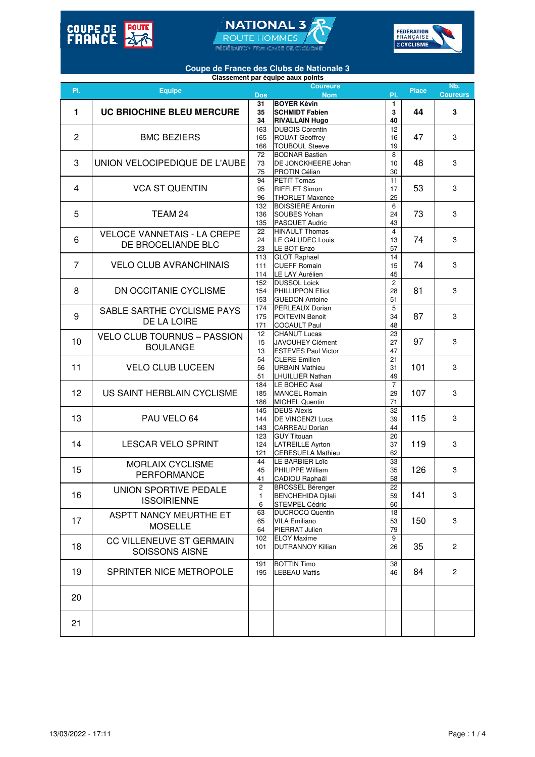# Coupe de France des Clubs de Nationale 3

### Classement par équipe aux points

| Pl. | Equipe | Dos | Nom | Pl. | Place | Nb. Coureurs |
|---|---|---|---|---|---|---|
| **1** | **UC BRIOCHINE BLEU MERCURE** | **31**<br>**35**<br>**34** | **BOYER Kévin**<br>**SCHMIDT Fabien**<br>**RIVALLAIN Hugo** | **1**<br>**3**<br>**40** | **44** | **3** |
| 2 | BMC BEZIERS | 163<br>165<br>166 | DUBOIS Corentin<br>ROUAT Geoffrey<br>TOUBOUL Steeve | 12<br>16<br>19 | 47 | 3 |
| 3 | UNION VELOCIPEDIQUE DE L'AUBE | 72<br>73<br>75 | BODNAR Bastien<br>DE JONCKHEERE Johan<br>PROTIN Célian | 8<br>10<br>30 | 48 | 3 |
| 4 | VCA ST QUENTIN | 94<br>95<br>96 | PETIT Tomas<br>RIFFLET Simon<br>THORLET Maxence | 11<br>17<br>25 | 53 | 3 |
| 5 | TEAM 24 | 132<br>136<br>135 | BOISSIERE Antonin<br>SOUBES Yohan<br>PASQUET Audric | 6<br>24<br>43 | 73 | 3 |
| 6 | VELOCE VANNETAIS - LA CREPE DE BROCELIANDE BLC | 22<br>24<br>23 | HINAULT Thomas<br>LE GALUDEC Louis<br>LE BOT Enzo | 4<br>13<br>57 | 74 | 3 |
| 7 | VELO CLUB AVRANCHINAIS | 113<br>111<br>114 | GLOT Raphael<br>CUEFF Romain<br>LE LAY Aurélien | 14<br>15<br>45 | 74 | 3 |
| 8 | DN OCCITANIE CYCLISME | 152<br>154<br>153 | DUSSOL Loick<br>PHILLIPPON Elliot<br>GUEDON Antoine | 2<br>28<br>51 | 81 | 3 |
| 9 | SABLE SARTHE CYCLISME PAYS DE LA LOIRE | 174<br>175<br>171 | PERLEAUX Dorian<br>POITEVIN Benoit<br>COCAULT Paul | 5<br>34<br>48 | 87 | 3 |
| 10 | VELO CLUB TOURNUS – PASSION BOULANGE | 12<br>15<br>13 | CHANUT Lucas<br>JAVOUHEY Clément<br>ESTEVES Paul Victor | 23<br>27<br>47 | 97 | 3 |
| 11 | VELO CLUB LUCEEN | 54<br>56<br>51 | CLERE Emilien<br>URBAIN Mathieu<br>LHUILLIER Nathan | 21<br>31<br>49 | 101 | 3 |
| 12 | US SAINT HERBLAIN CYCLISME | 184<br>185<br>186 | LE BOHEC Axel<br>MANCEL Romain<br>MICHEL Quentin | 7<br>29<br>71 | 107 | 3 |
| 13 | PAU VELO 64 | 145<br>144<br>143 | DEUS Alexis<br>DE VINCENZI Luca<br>CARREAU Dorian | 32<br>39<br>44 | 115 | 3 |
| 14 | LESCAR VELO SPRINT | 123<br>124<br>121 | GUY Titouan<br>LATREILLE Ayrton<br>CERESUELA Mathieu | 20<br>37<br>62 | 119 | 3 |
| 15 | MORLAIX CYCLISME PERFORMANCE | 44<br>45<br>41 | LE BARBIER Loïc<br>PHILIPPE William<br>CADIOU Raphaël | 33<br>35<br>58 | 126 | 3 |
| 16 | UNION SPORTIVE PEDALE ISSOIRIENNE | 2<br>1<br>6 | BROSSEL Bérenger<br>BENCHEHIDA Djilali<br>STEMPEL Cédric | 22<br>59<br>60 | 141 | 3 |
| 17 | ASPTT NANCY MEURTHE ET MOSELLE | 63<br>65<br>64 | DUCROCQ Quentin<br>VILA Emiliano<br>PIERRAT Julien | 18<br>53<br>79 | 150 | 3 |
| 18 | CC VILLENEUVE ST GERMAIN SOISSONS AISNE | 102<br>101 | ELOY Maxime<br>DUTRANNOY Killian | 9<br>26 | 35 | 2 |
| 19 | SPRINTER NICE METROPOLE | 191<br>195 | BOTTIN Timo<br>LEBEAU Mattis | 38<br>46 | 84 | 2 |
| 20 | | | | | | |
| 21 | | | | | | |

13/03/2022 - 17:11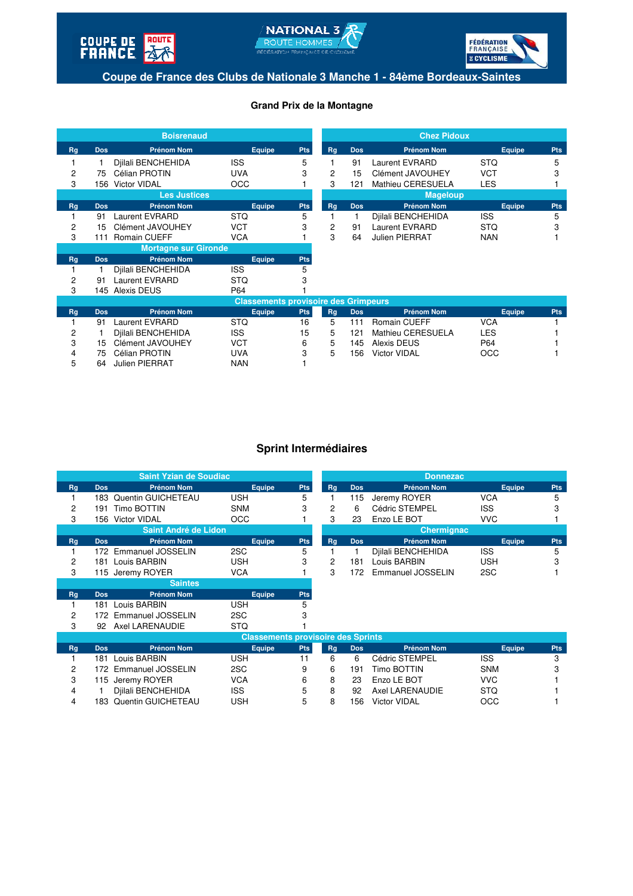## Coupe de France des Clubs de Nationale 3 Manche 1 - 84ème Bordeaux-Saintes

### Grand Prix de la Montagne

**Boisrenaud**

| Rg | Dos | Prénom Nom | Equipe | Pts |
|---|---|---|---|---|
| 1 | 1 | Djilali BENCHEHIDA | ISS | 5 |
| 2 | 75 | Célian PROTIN | UVA | 3 |
| 3 | 156 | Victor VIDAL | OCC | 1 |

**Chez Pidoux**

| Rg | Dos | Prénom Nom | Equipe | Pts |
|---|---|---|---|---|
| 1 | 91 | Laurent EVRARD | STQ | 5 |
| 2 | 15 | Clément JAVOUHEY | VCT | 3 |
| 3 | 121 | Mathieu CERESUELA | LES | 1 |

**Les Justices**

| Rg | Dos | Prénom Nom | Equipe | Pts |
|---|---|---|---|---|
| 1 | 91 | Laurent EVRARD | STQ | 5 |
| 2 | 15 | Clément JAVOUHEY | VCT | 3 |
| 3 | 111 | Romain CUEFF | VCA | 1 |

**Mageloup**

| Rg | Dos | Prénom Nom | Equipe | Pts |
|---|---|---|---|---|
| 1 | 1 | Djilali BENCHEHIDA | ISS | 5 |
| 2 | 91 | Laurent EVRARD | STQ | 3 |
| 3 | 64 | Julien PIERRAT | NAN | 1 |

**Mortagne sur Gironde**

| Rg | Dos | Prénom Nom | Equipe | Pts |
|---|---|---|---|---|
| 1 | 1 | Djilali BENCHEHIDA | ISS | 5 |
| 2 | 91 | Laurent EVRARD | STQ | 3 |
| 3 | 145 | Alexis DEUS | P64 | 1 |

**Classements provisoire des Grimpeurs**

| Rg | Dos | Prénom Nom | Equipe | Pts |
|---|---|---|---|---|
| 1 | 91 | Laurent EVRARD | STQ | 16 |
| 2 | 1 | Djilali BENCHEHIDA | ISS | 15 |
| 3 | 15 | Clément JAVOUHEY | VCT | 6 |
| 4 | 75 | Célian PROTIN | UVA | 3 |
| 5 | 64 | Julien PIERRAT | NAN | 1 |
| 5 | 111 | Romain CUEFF | VCA | 1 |
| 5 | 121 | Mathieu CERESUELA | LES | 1 |
| 5 | 145 | Alexis DEUS | P64 | 1 |
| 5 | 156 | Victor VIDAL | OCC | 1 |

### Sprint Intermédiaires

**Saint Yzian de Soudiac**

| Rg | Dos | Prénom Nom | Equipe | Pts |
|---|---|---|---|---|
| 1 | 183 | Quentin GUICHETEAU | USH | 5 |
| 2 | 191 | Timo BOTTIN | SNM | 3 |
| 3 | 156 | Victor VIDAL | OCC | 1 |

**Donnezac**

| Rg | Dos | Prénom Nom | Equipe | Pts |
|---|---|---|---|---|
| 1 | 115 | Jeremy ROYER | VCA | 5 |
| 2 | 6 | Cédric STEMPEL | ISS | 3 |
| 3 | 23 | Enzo LE BOT | VVC | 1 |

**Saint André de Lidon**

| Rg | Dos | Prénom Nom | Equipe | Pts |
|---|---|---|---|---|
| 1 | 172 | Emmanuel JOSSELIN | 2SC | 5 |
| 2 | 181 | Louis BARBIN | USH | 3 |
| 3 | 115 | Jeremy ROYER | VCA | 1 |

**Chermignac**

| Rg | Dos | Prénom Nom | Equipe | Pts |
|---|---|---|---|---|
| 1 | 1 | Djilali BENCHEHIDA | ISS | 5 |
| 2 | 181 | Louis BARBIN | USH | 3 |
| 3 | 172 | Emmanuel JOSSELIN | 2SC | 1 |

**Saintes**

| Rg | Dos | Prénom Nom | Equipe | Pts |
|---|---|---|---|---|
| 1 | 181 | Louis BARBIN | USH | 5 |
| 2 | 172 | Emmanuel JOSSELIN | 2SC | 3 |
| 3 | 92 | Axel LARENAUDIE | STQ | 1 |

**Classements provisoire des Sprints**

| Rg | Dos | Prénom Nom | Equipe | Pts |
|---|---|---|---|---|
| 1 | 181 | Louis BARBIN | USH | 11 |
| 2 | 172 | Emmanuel JOSSELIN | 2SC | 9 |
| 3 | 115 | Jeremy ROYER | VCA | 6 |
| 4 | 1 | Djilali BENCHEHIDA | ISS | 5 |
| 4 | 183 | Quentin GUICHETEAU | USH | 5 |
| 6 | 6 | Cédric STEMPEL | ISS | 3 |
| 6 | 191 | Timo BOTTIN | SNM | 3 |
| 8 | 23 | Enzo LE BOT | VVC | 1 |
| 8 | 92 | Axel LARENAUDIE | STQ | 1 |
| 8 | 156 | Victor VIDAL | OCC | 1 |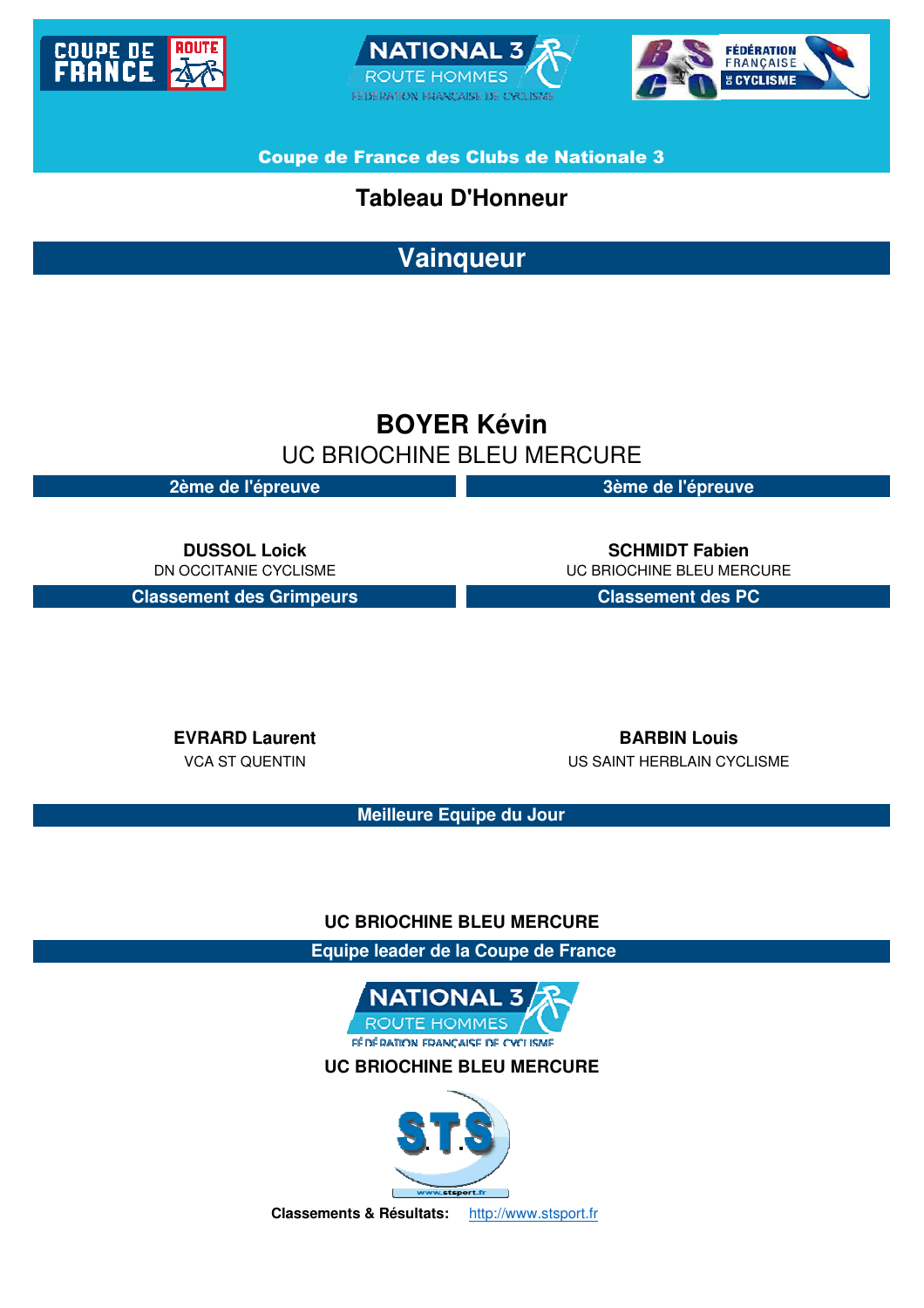**Coupe de France des Clubs de Nationale 3**

# Tableau D'Honneur

## Vainqueur

**BOYER Kévin**
UC BRIOCHINE BLEU MERCURE

## 2ème de l'épreuve

**DUSSOL Loick**
DN OCCITANIE CYCLISME

## 3ème de l'épreuve

**SCHMIDT Fabien**
UC BRIOCHINE BLEU MERCURE

## Classement des Grimpeurs

**EVRARD Laurent**
VCA ST QUENTIN

## Classement des PC

**BARBIN Louis**
US SAINT HERBLAIN CYCLISME

## Meilleure Equipe du Jour

**UC BRIOCHINE BLEU MERCURE**

## Equipe leader de la Coupe de France

**UC BRIOCHINE BLEU MERCURE**

**Classements & Résultats:** http://www.stsport.fr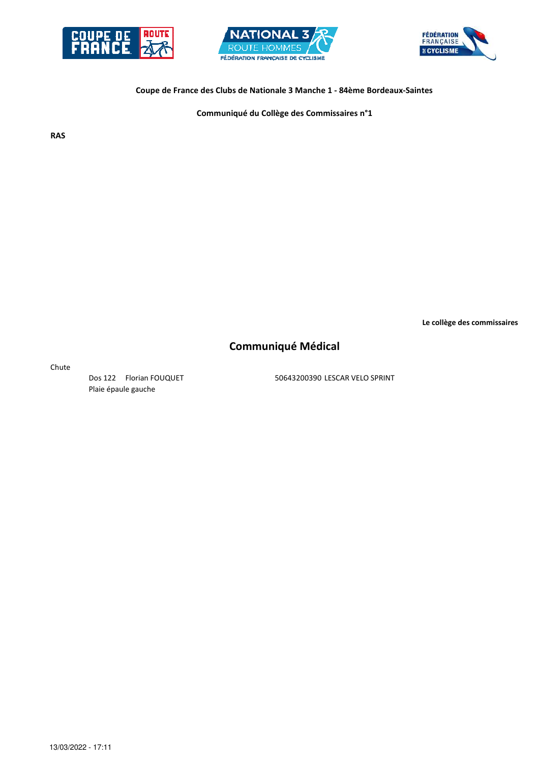**Coupe de France des Clubs de Nationale 3 Manche 1 - 84ème Bordeaux-Saintes**

**Communiqué du Collège des Commissaires n°1**

**RAS**

**Le collège des commissaires**

## Communiqué Médical

Chute

Dos 122 Florian FOUQUET 50643200390 LESCAR VELO SPRINT

Plaie épaule gauche

13/03/2022 - 17:11